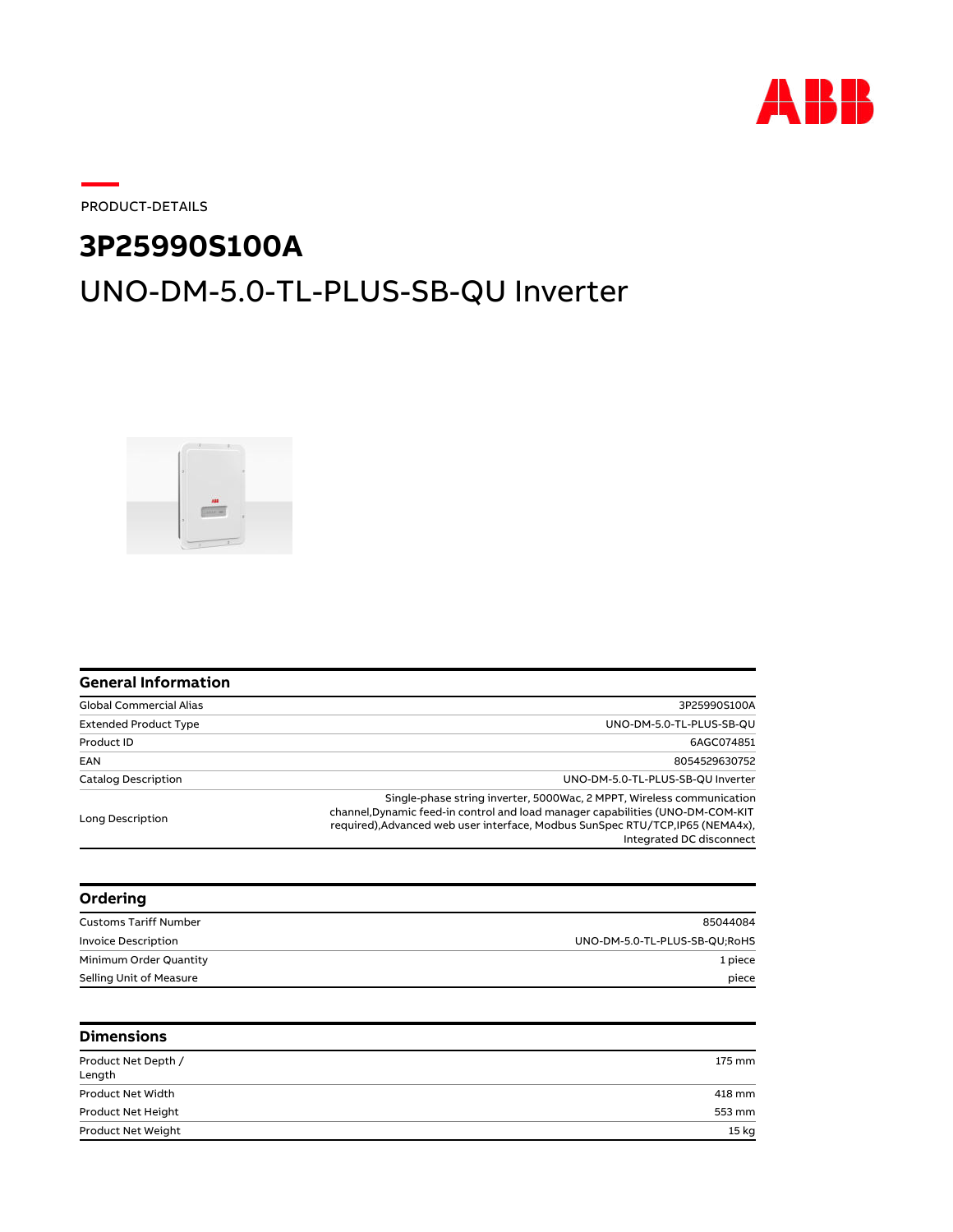PRODUCT-DETAILS

# 3P25990S100A

## UNO-DM-5.0-TL-PLUS-SB-QU Inverter

## General Information

| | |
|---|---|
| Global Commercial Alias | 3P25990S100A |
| Extended Product Type | UNO-DM-5.0-TL-PLUS-SB-QU |
| Product ID | 6AGC074851 |
| EAN | 8054529630752 |
| Catalog Description | UNO-DM-5.0-TL-PLUS-SB-QU Inverter |
| Long Description | Single-phase string inverter, 5000Wac, 2 MPPT, Wireless communication channel,Dynamic feed-in control and load manager capabilities (UNO-DM-COM-KIT required),Advanced web user interface, Modbus SunSpec RTU/TCP,IP65 (NEMA4x), Integrated DC disconnect |

## Ordering

| | |
|---|---|
| Customs Tariff Number | 85044084 |
| Invoice Description | UNO-DM-5.0-TL-PLUS-SB-QU;RoHS |
| Minimum Order Quantity | 1 piece |
| Selling Unit of Measure | piece |

## Dimensions

| | |
|---|---|
| Product Net Depth / Length | 175 mm |
| Product Net Width | 418 mm |
| Product Net Height | 553 mm |
| Product Net Weight | 15 kg |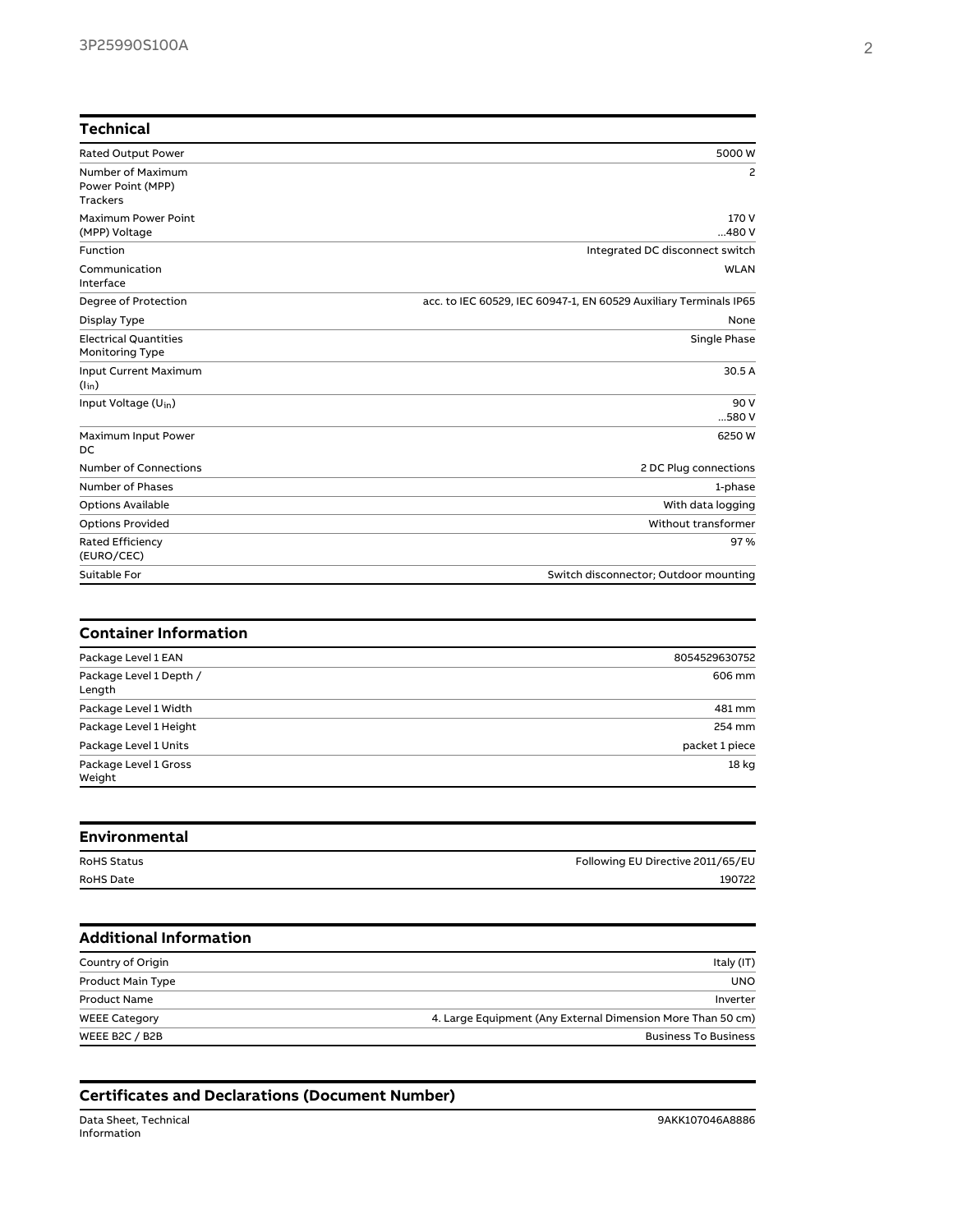## Technical

| | |
|---|---|
| Rated Output Power | 5000 W |
| Number of Maximum Power Point (MPP) Trackers | 2 |
| Maximum Power Point (MPP) Voltage | 170 V ...480 V |
| Function | Integrated DC disconnect switch |
| Communication Interface | WLAN |
| Degree of Protection | acc. to IEC 60529, IEC 60947-1, EN 60529 Auxiliary Terminals IP65 |
| Display Type | None |
| Electrical Quantities Monitoring Type | Single Phase |
| Input Current Maximum ($I_{in}$) | 30.5 A |
| Input Voltage ($U_{in}$) | 90 V ...580 V |
| Maximum Input Power DC | 6250 W |
| Number of Connections | 2 DC Plug connections |
| Number of Phases | 1-phase |
| Options Available | With data logging |
| Options Provided | Without transformer |
| Rated Efficiency (EURO/CEC) | 97 % |
| Suitable For | Switch disconnector; Outdoor mounting |

## Container Information

| | |
|---|---|
| Package Level 1 EAN | 8054529630752 |
| Package Level 1 Depth / Length | 606 mm |
| Package Level 1 Width | 481 mm |
| Package Level 1 Height | 254 mm |
| Package Level 1 Units | packet 1 piece |
| Package Level 1 Gross Weight | 18 kg |

## Environmental

| | |
|---|---|
| RoHS Status | Following EU Directive 2011/65/EU |
| RoHS Date | 190722 |

## Additional Information

| | |
|---|---|
| Country of Origin | Italy (IT) |
| Product Main Type | UNO |
| Product Name | Inverter |
| WEEE Category | 4. Large Equipment (Any External Dimension More Than 50 cm) |
| WEEE B2C / B2B | Business To Business |

## Certificates and Declarations (Document Number)

| | |
|---|---|
| Data Sheet, Technical Information | 9AKK107046A8886 |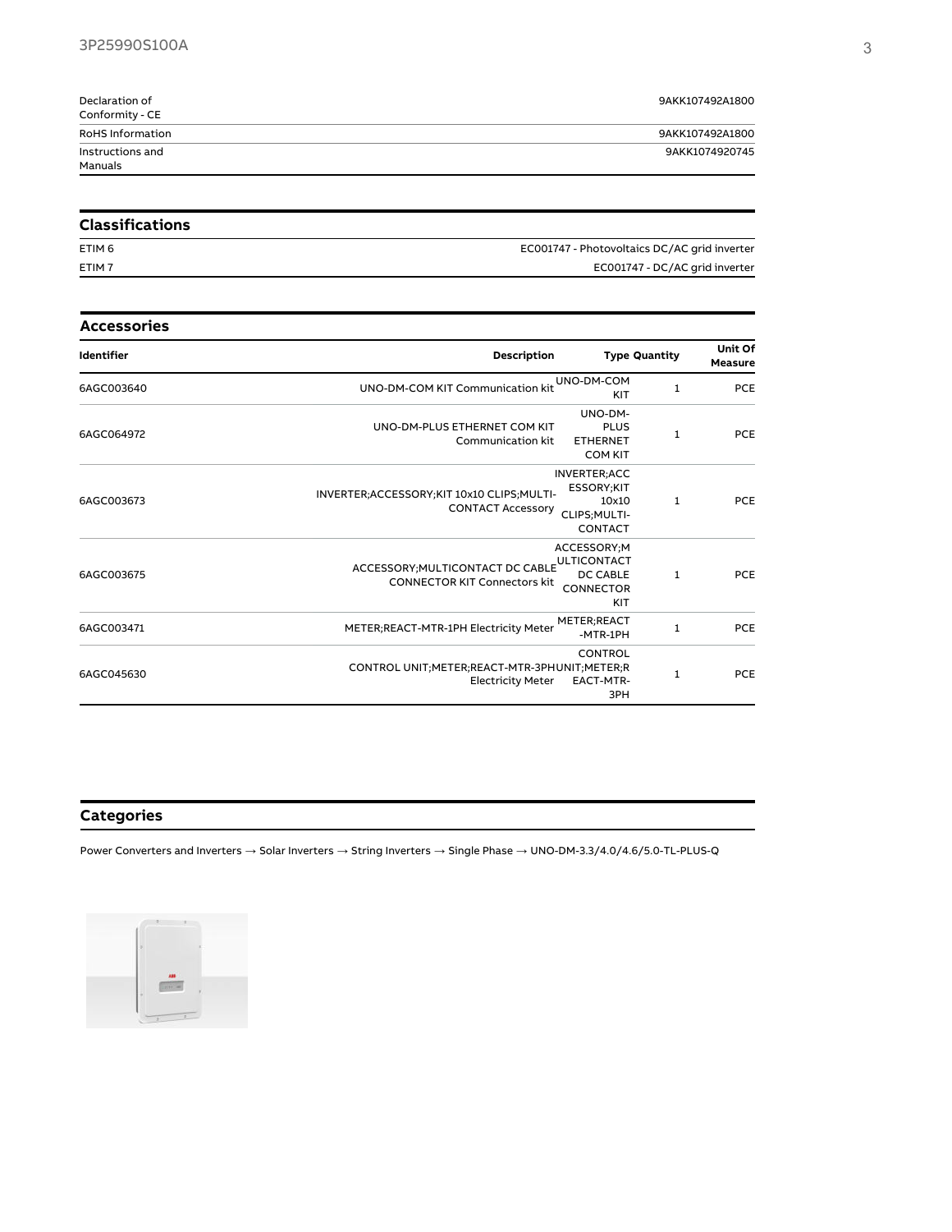| | |
|---|---|
| Declaration of Conformity - CE | 9AKK107492A1800 |
| RoHS Information | 9AKK107492A1800 |
| Instructions and Manuals | 9AKK1074920745 |

## Classifications

| | |
|---|---|
| ETIM 6 | EC001747 - Photovoltaics DC/AC grid inverter |
| ETIM 7 | EC001747 - DC/AC grid inverter |

## Accessories

| Identifier | Description | Type | Quantity | Unit Of Measure |
|---|---|---|---|---|
| 6AGC003640 | UNO-DM-COM KIT Communication kit | UNO-DM-COM KIT | 1 | PCE |
| 6AGC064972 | UNO-DM-PLUS ETHERNET COM KIT Communication kit | UNO-DM-PLUS ETHERNET COM KIT | 1 | PCE |
| 6AGC003673 | INVERTER;ACCESSORY;KIT 10x10 CLIPS;MULTI-CONTACT Accessory | INVERTER;ACCESSORY;KIT 10x10 CLIPS;MULTI-CONTACT | 1 | PCE |
| 6AGC003675 | ACCESSORY;MULTICONTACT DC CABLE CONNECTOR KIT Connectors kit | ACCESSORY;MULTICONTACT DC CABLE CONNECTOR KIT | 1 | PCE |
| 6AGC003471 | METER;REACT-MTR-1PH Electricity Meter | METER;REACT-MTR-1PH | 1 | PCE |
| 6AGC045630 | CONTROL UNIT;METER;REACT-MTR-3PH Electricity Meter | CONTROL UNIT;METER;REACT-MTR-3PH | 1 | PCE |

## Categories

Power Converters and Inverters → Solar Inverters → String Inverters → Single Phase → UNO-DM-3.3/4.0/4.6/5.0-TL-PLUS-Q